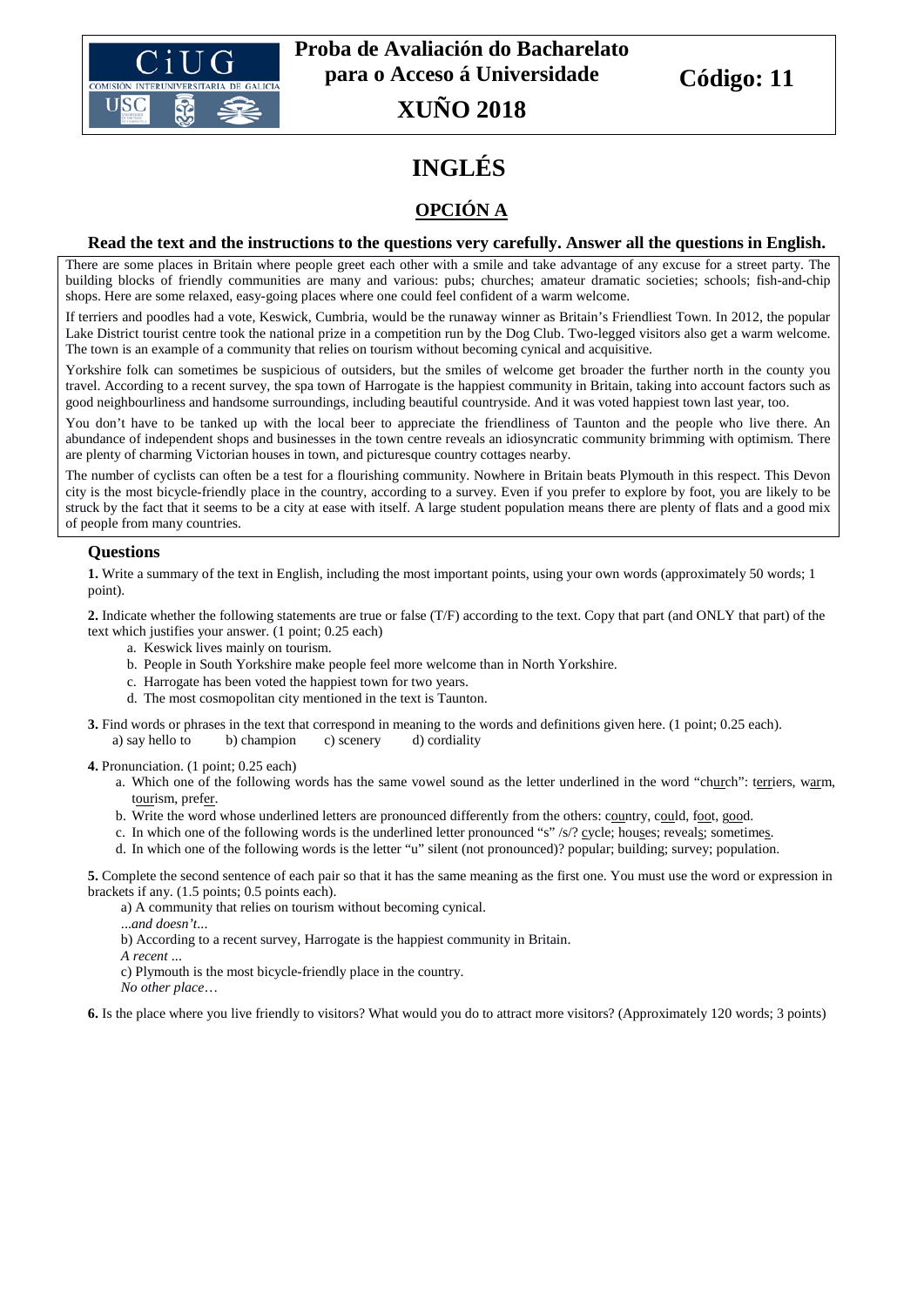**Proba de Avaliación do Bacharelato para o Acceso á Universidade**

**XUÑO 2018**

**Código: 11**

# INGLÉS

## OPCIÓN A

**Read the text and the instructions to the questions very carefully. Answer all the questions in English.**

There are some places in Britain where people greet each other with a smile and take advantage of any excuse for a street party. The building blocks of friendly communities are many and various: pubs; churches; amateur dramatic societies; schools; fish-and-chip shops. Here are some relaxed, easy-going places where one could feel confident of a warm welcome.

If terriers and poodles had a vote, Keswick, Cumbria, would be the runaway winner as Britain's Friendliest Town. In 2012, the popular Lake District tourist centre took the national prize in a competition run by the Dog Club. Two-legged visitors also get a warm welcome. The town is an example of a community that relies on tourism without becoming cynical and acquisitive.

Yorkshire folk can sometimes be suspicious of outsiders, but the smiles of welcome get broader the further north in the county you travel. According to a recent survey, the spa town of Harrogate is the happiest community in Britain, taking into account factors such as good neighbourliness and handsome surroundings, including beautiful countryside. And it was voted happiest town last year, too.

You don't have to be tanked up with the local beer to appreciate the friendliness of Taunton and the people who live there. An abundance of independent shops and businesses in the town centre reveals an idiosyncratic community brimming with optimism. There are plenty of charming Victorian houses in town, and picturesque country cottages nearby.

The number of cyclists can often be a test for a flourishing community. Nowhere in Britain beats Plymouth in this respect. This Devon city is the most bicycle-friendly place in the country, according to a survey. Even if you prefer to explore by foot, you are likely to be struck by the fact that it seems to be a city at ease with itself. A large student population means there are plenty of flats and a good mix of people from many countries.

### Questions

**1.** Write a summary of the text in English, including the most important points, using your own words (approximately 50 words; 1 point).

**2.** Indicate whether the following statements are true or false (T/F) according to the text. Copy that part (and ONLY that part) of the text which justifies your answer. (1 point; 0.25 each)

a. Keswick lives mainly on tourism.
b. People in South Yorkshire make people feel more welcome than in North Yorkshire.
c. Harrogate has been voted the happiest town for two years.
d. The most cosmopolitan city mentioned in the text is Taunton.

**3.** Find words or phrases in the text that correspond in meaning to the words and definitions given here. (1 point; 0.25 each).
a) say hello to b) champion c) scenery d) cordiality

**4.** Pronunciation. (1 point; 0.25 each)

a. Which one of the following words has the same vowel sound as the letter underlined in the word "ch<u>ur</u>ch": t<u>err</u>iers, w<u>ar</u>m, t<u>our</u>ism, pref<u>er</u>.
b. Write the word whose underlined letters are pronounced differently from the others: c<u>ou</u>ntry, c<u>ou</u>ld, f<u>oo</u>t, g<u>oo</u>d.
c. In which one of the following words is the underlined letter pronounced "s" /s/? <u>c</u>ycle; hou<u>s</u>es; reveal<u>s</u>; sometime<u>s</u>.
d. In which one of the following words is the letter "u" silent (not pronounced)? popular; building; survey; population.

**5.** Complete the second sentence of each pair so that it has the same meaning as the first one. You must use the word or expression in brackets if any. (1.5 points; 0.5 points each).

a) A community that relies on tourism without becoming cynical.
*...and doesn't...*
b) According to a recent survey, Harrogate is the happiest community in Britain.
*A recent ...*
c) Plymouth is the most bicycle-friendly place in the country.
*No other place…*

**6.** Is the place where you live friendly to visitors? What would you do to attract more visitors? (Approximately 120 words; 3 points)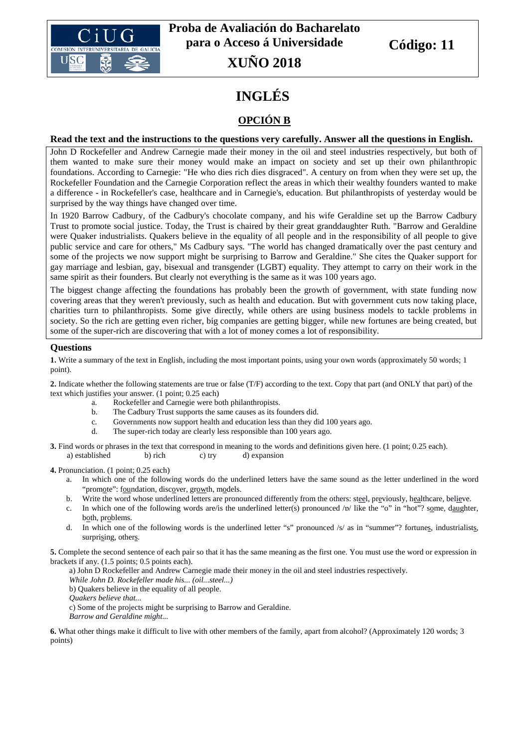**Proba de Avaliación do Bacharelato para o Acceso á Universidade**

**XUÑO 2018**

**Código: 11**

# INGLÉS

## OPCIÓN B

**Read the text and the instructions to the questions very carefully. Answer all the questions in English.**

John D Rockefeller and Andrew Carnegie made their money in the oil and steel industries respectively, but both of them wanted to make sure their money would make an impact on society and set up their own philanthropic foundations. According to Carnegie: "He who dies rich dies disgraced". A century on from when they were set up, the Rockefeller Foundation and the Carnegie Corporation reflect the areas in which their wealthy founders wanted to make a difference - in Rockefeller's case, healthcare and in Carnegie's, education. But philanthropists of yesterday would be surprised by the way things have changed over time.

In 1920 Barrow Cadbury, of the Cadbury's chocolate company, and his wife Geraldine set up the Barrow Cadbury Trust to promote social justice. Today, the Trust is chaired by their great granddaughter Ruth. "Barrow and Geraldine were Quaker industrialists. Quakers believe in the equality of all people and in the responsibility of all people to give public service and care for others," Ms Cadbury says. "The world has changed dramatically over the past century and some of the projects we now support might be surprising to Barrow and Geraldine." She cites the Quaker support for gay marriage and lesbian, gay, bisexual and transgender (LGBT) equality. They attempt to carry on their work in the same spirit as their founders. But clearly not everything is the same as it was 100 years ago.

The biggest change affecting the foundations has probably been the growth of government, with state funding now covering areas that they weren't previously, such as health and education. But with government cuts now taking place, charities turn to philanthropists. Some give directly, while others are using business models to tackle problems in society. So the rich are getting even richer, big companies are getting bigger, while new fortunes are being created, but some of the super-rich are discovering that with a lot of money comes a lot of responsibility.

### Questions

**1.** Write a summary of the text in English, including the most important points, using your own words (approximately 50 words; 1 point).

**2.** Indicate whether the following statements are true or false (T/F) according to the text. Copy that part (and ONLY that part) of the text which justifies your answer. (1 point; 0.25 each)

a. Rockefeller and Carnegie were both philanthropists.
b. The Cadbury Trust supports the same causes as its founders did.
c. Governments now support health and education less than they did 100 years ago.
d. The super-rich today are clearly less responsible than 100 years ago.

**3.** Find words or phrases in the text that correspond in meaning to the words and definitions given here. (1 point; 0.25 each).

a) established b) rich c) try d) expansion

**4.** Pronunciation. (1 point; 0.25 each)

a. In which one of the following words do the underlined letters have the same sound as the letter underlined in the word "promote": foundation, discover, growth, models.
b. Write the word whose underlined letters are pronounced differently from the others: steel, previously, healthcare, believe.
c. In which one of the following words are/is the underlined letter(s) pronounced /ɒ/ like the "o" in "hot"? some, daughter, both, problems.
d. In which one of the following words is the underlined letter "s" pronounced /s/ as in "summer"? fortunes, industrialists, surprising, others.

**5.** Complete the second sentence of each pair so that it has the same meaning as the first one. You must use the word or expression in brackets if any. (1.5 points; 0.5 points each).

a) John D Rockefeller and Andrew Carnegie made their money in the oil and steel industries respectively.
*While John D. Rockefeller made his... (oil...steel...)*
b) Quakers believe in the equality of all people.
*Quakers believe that...*
c) Some of the projects might be surprising to Barrow and Geraldine.
*Barrow and Geraldine might...*

**6.** What other things make it difficult to live with other members of the family, apart from alcohol? (Approximately 120 words; 3 points)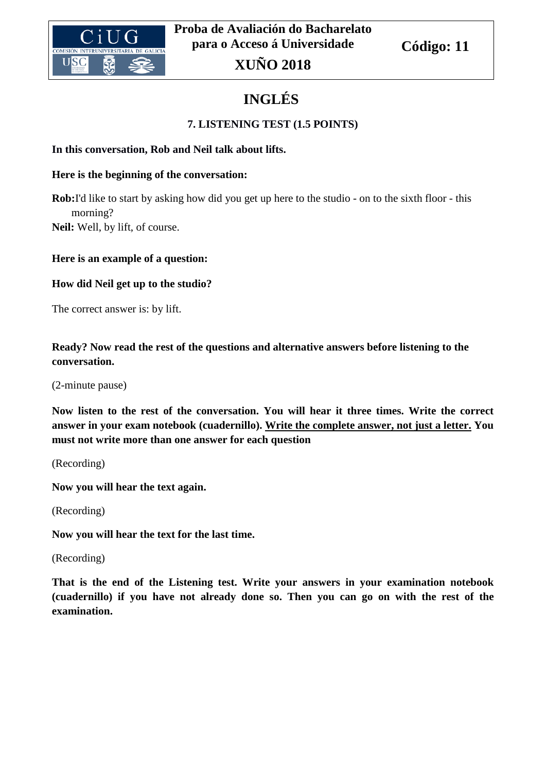Proba de Avaliación do Bacharelato para o Acceso á Universidade

**XUÑO 2018**

**Código: 11**

# INGLÉS

## 7. LISTENING TEST (1.5 POINTS)

**In this conversation, Rob and Neil talk about lifts.**

**Here is the beginning of the conversation:**

**Rob:**I'd like to start by asking how did you get up here to the studio - on to the sixth floor - this morning?

**Neil:** Well, by lift, of course.

**Here is an example of a question:**

**How did Neil get up to the studio?**

The correct answer is: by lift.

**Ready? Now read the rest of the questions and alternative answers before listening to the conversation.**

(2-minute pause)

**Now listen to the rest of the conversation. You will hear it three times. Write the correct answer in your exam notebook (cuadernillo). <u>Write the complete answer, not just a letter.</u> You must not write more than one answer for each question**

(Recording)

**Now you will hear the text again.**

(Recording)

**Now you will hear the text for the last time.**

(Recording)

**That is the end of the Listening test. Write your answers in your examination notebook (cuadernillo) if you have not already done so. Then you can go on with the rest of the examination.**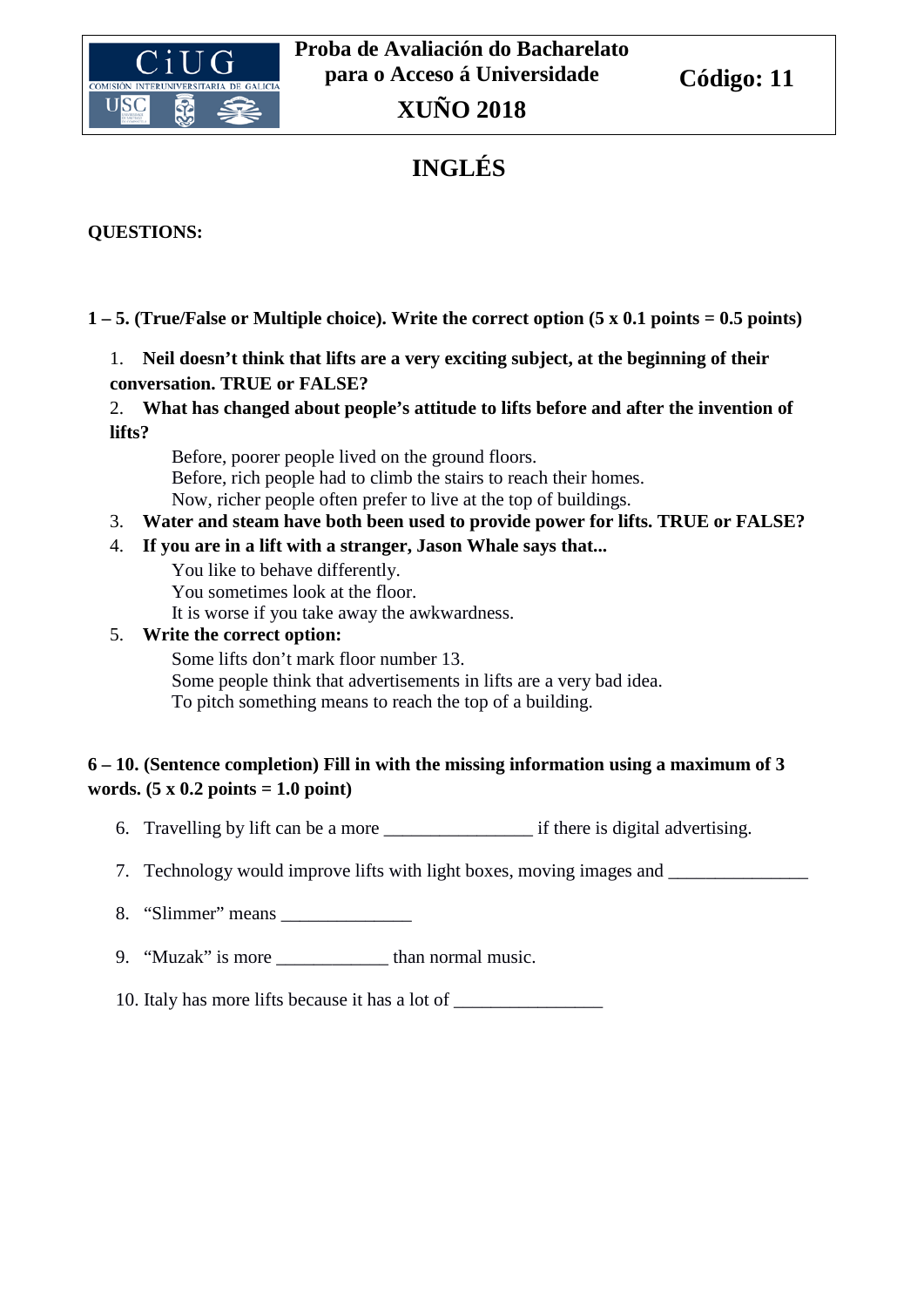| Proba de Avaliación do Bacharelato para o Acceso á Universidade XUÑO 2018 | Código: 11 |
|---|---|

# INGLÉS

**QUESTIONS:**

**1 – 5. (True/False or Multiple choice). Write the correct option (5 x 0.1 points = 0.5 points)**

1. **Neil doesn't think that lifts are a very exciting subject, at the beginning of their conversation. TRUE or FALSE?**
2. **What has changed about people's attitude to lifts before and after the invention of lifts?**
   Before, poorer people lived on the ground floors.
   Before, rich people had to climb the stairs to reach their homes.
   Now, richer people often prefer to live at the top of buildings.
3. **Water and steam have both been used to provide power for lifts. TRUE or FALSE?**
4. **If you are in a lift with a stranger, Jason Whale says that...**
   You like to behave differently.
   You sometimes look at the floor.
   It is worse if you take away the awkwardness.
5. **Write the correct option:**
   Some lifts don't mark floor number 13.
   Some people think that advertisements in lifts are a very bad idea.
   To pitch something means to reach the top of a building.

**6 – 10. (Sentence completion) Fill in with the missing information using a maximum of 3 words. (5 x 0.2 points = 1.0 point)**

6. Travelling by lift can be a more _______________ if there is digital advertising.
7. Technology would improve lifts with light boxes, moving images and ______________
8. "Slimmer" means _____________
9. "Muzak" is more ___________ than normal music.
10. Italy has more lifts because it has a lot of _______________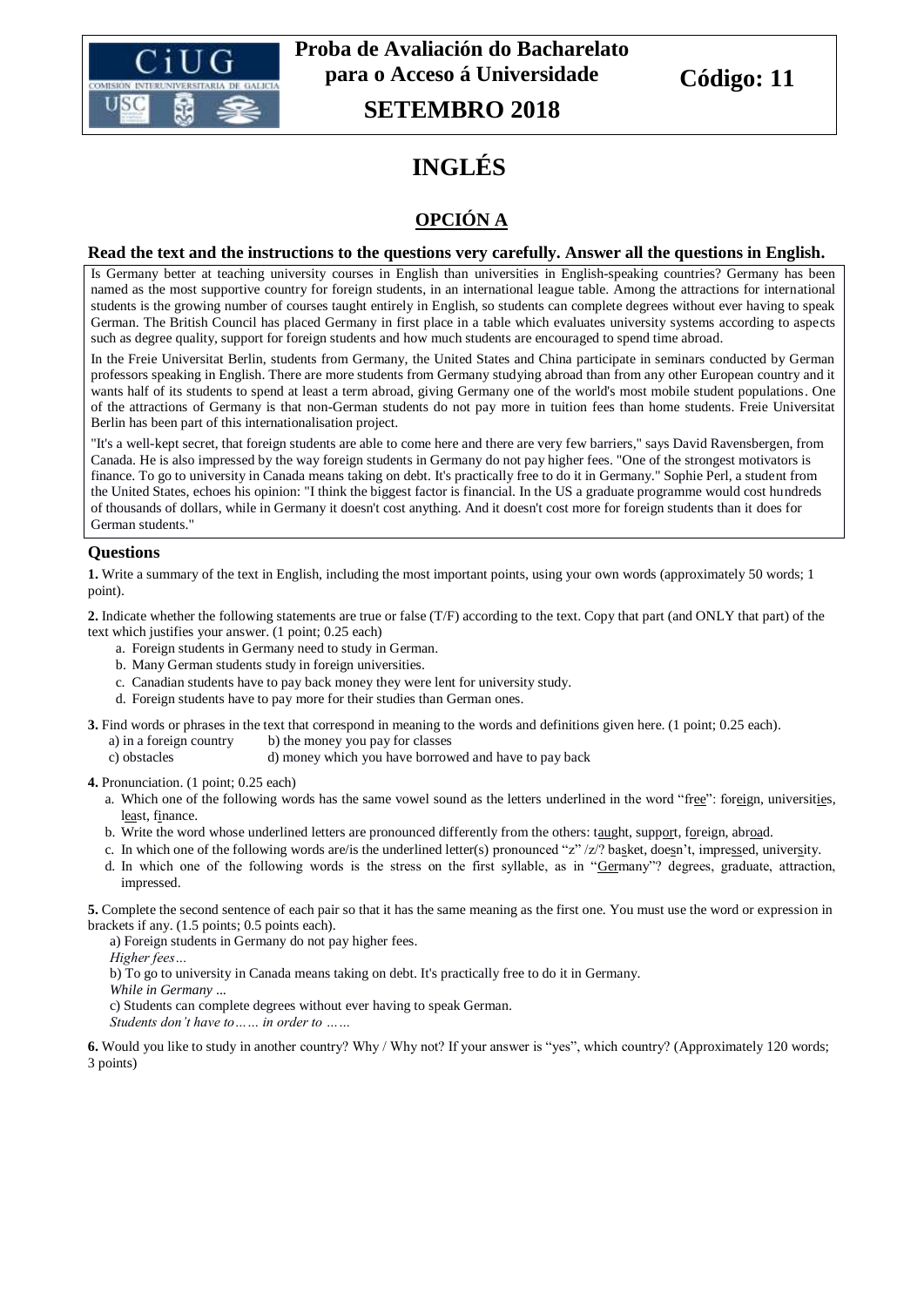**Proba de Avaliación do Bacharelato para o Acceso á Universidade**

**SETEMBRO 2018**

**Código: 11**

# INGLÉS

## OPCIÓN A

**Read the text and the instructions to the questions very carefully. Answer all the questions in English.**

Is Germany better at teaching university courses in English than universities in English-speaking countries? Germany has been named as the most supportive country for foreign students, in an international league table. Among the attractions for international students is the growing number of courses taught entirely in English, so students can complete degrees without ever having to speak German. The British Council has placed Germany in first place in a table which evaluates university systems according to aspects such as degree quality, support for foreign students and how much students are encouraged to spend time abroad.

In the Freie Universitat Berlin, students from Germany, the United States and China participate in seminars conducted by German professors speaking in English. There are more students from Germany studying abroad than from any other European country and it wants half of its students to spend at least a term abroad, giving Germany one of the world's most mobile student populations. One of the attractions of Germany is that non-German students do not pay more in tuition fees than home students. Freie Universitat Berlin has been part of this internationalisation project.

"It's a well-kept secret, that foreign students are able to come here and there are very few barriers," says David Ravensbergen, from Canada. He is also impressed by the way foreign students in Germany do not pay higher fees. "One of the strongest motivators is finance. To go to university in Canada means taking on debt. It's practically free to do it in Germany." Sophie Perl, a student from the United States, echoes his opinion: "I think the biggest factor is financial. In the US a graduate programme would cost hundreds of thousands of dollars, while in Germany it doesn't cost anything. And it doesn't cost more for foreign students than it does for German students."

### Questions

**1.** Write a summary of the text in English, including the most important points, using your own words (approximately 50 words; 1 point).

**2.** Indicate whether the following statements are true or false (T/F) according to the text. Copy that part (and ONLY that part) of the text which justifies your answer. (1 point; 0.25 each)

a. Foreign students in Germany need to study in German.
b. Many German students study in foreign universities.
c. Canadian students have to pay back money they were lent for university study.
d. Foreign students have to pay more for their studies than German ones.

**3.** Find words or phrases in the text that correspond in meaning to the words and definitions given here. (1 point; 0.25 each).

a) in a foreign country    b) the money you pay for classes
c) obstacles    d) money which you have borrowed and have to pay back

**4.** Pronunciation. (1 point; 0.25 each)

a. Which one of the following words has the same vowel sound as the letters underlined in the word "fr<u>ee</u>": for<u>eig</u>n, universit<u>ie</u>s, l<u>ea</u>st, f<u>i</u>nance.
b. Write the word whose underlined letters are pronounced differently from the others: t<u>au</u>ght, supp<u>or</u>t, f<u>o</u>reign, abr<u>oa</u>d.
c. In which one of the following words are/is the underlined letter(s) pronounced "z" /z/? ba<u>s</u>ket, doe<u>s</u>n't, impre<u>ss</u>ed, univer<u>s</u>ity.
d. In which one of the following words is the stress on the first syllable, as in "<u>Ger</u>many"? degrees, graduate, attraction, impressed.

**5.** Complete the second sentence of each pair so that it has the same meaning as the first one. You must use the word or expression in brackets if any. (1.5 points; 0.5 points each).

a) Foreign students in Germany do not pay higher fees.
*Higher fees…*
b) To go to university in Canada means taking on debt. It's practically free to do it in Germany.
*While in Germany ...*
c) Students can complete degrees without ever having to speak German.
*Students don't have to…… in order to ……*

**6.** Would you like to study in another country? Why / Why not? If your answer is "yes", which country? (Approximately 120 words; 3 points)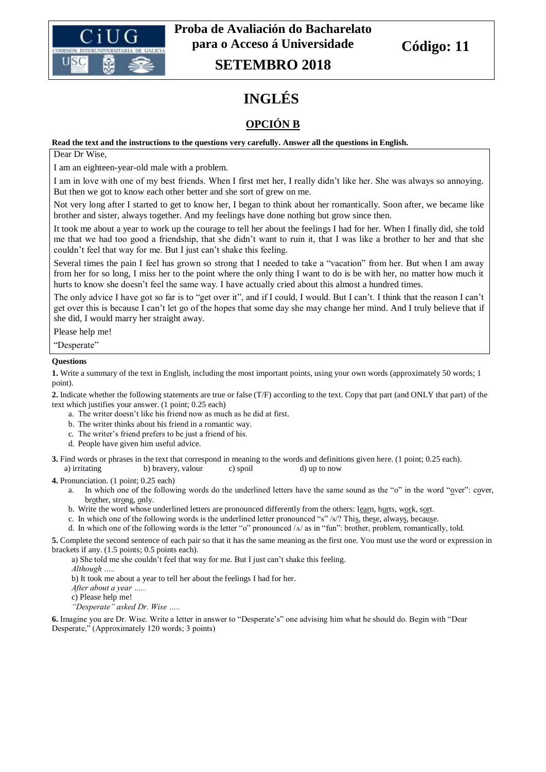**Proba de Avaliación do Bacharelato para o Acceso á Universidade**

**SETEMBRO 2018**

**Código: 11**

# INGLÉS

## OPCIÓN B

**Read the text and the instructions to the questions very carefully. Answer all the questions in English.**

Dear Dr Wise,

I am an eighteen-year-old male with a problem.

I am in love with one of my best friends. When I first met her, I really didn't like her. She was always so annoying. But then we got to know each other better and she sort of grew on me.

Not very long after I started to get to know her, I began to think about her romantically. Soon after, we became like brother and sister, always together. And my feelings have done nothing but grow since then.

It took me about a year to work up the courage to tell her about the feelings I had for her. When I finally did, she told me that we had too good a friendship, that she didn't want to ruin it, that I was like a brother to her and that she couldn't feel that way for me. But I just can't shake this feeling.

Several times the pain I feel has grown so strong that I needed to take a "vacation" from her. But when I am away from her for so long, I miss her to the point where the only thing I want to do is be with her, no matter how much it hurts to know she doesn't feel the same way. I have actually cried about this almost a hundred times.

The only advice I have got so far is to "get over it", and if I could, I would. But I can't. I think that the reason I can't get over this is because I can't let go of the hopes that some day she may change her mind. And I truly believe that if she did, I would marry her straight away.

Please help me!

"Desperate"

**Questions**

**1.** Write a summary of the text in English, including the most important points, using your own words (approximately 50 words; 1 point).

**2.** Indicate whether the following statements are true or false (T/F) according to the text. Copy that part (and ONLY that part) of the text which justifies your answer. (1 point; 0.25 each)

a. The writer doesn't like his friend now as much as he did at first.
b. The writer thinks about his friend in a romantic way.
c. The writer's friend prefers to be just a friend of his.
d. People have given him useful advice.

**3.** Find words or phrases in the text that correspond in meaning to the words and definitions given here. (1 point; 0.25 each).

a) irritating b) bravery, valour c) spoil d) up to now

**4.** Pronunciation. (1 point; 0.25 each)

a. In which one of the following words do the underlined letters have the same sound as the "o" in the word "<u>o</u>ver": c<u>o</u>ver, br<u>o</u>ther, str<u>o</u>ng, <u>o</u>nly.
b. Write the word whose underlined letters are pronounced differently from the others: l<u>ear</u>n, h<u>ur</u>ts, w<u>or</u>k, s<u>or</u>t.
c. In which one of the following words is the underlined letter pronounced "s" /s/? Thi<u>s</u>, the<u>s</u>e, alway<u>s</u>, becau<u>s</u>e.
d. In which one of the following words is the letter "o" pronounced /ʌ/ as in "fun": brother, problem, romantically, told.

**5.** Complete the second sentence of each pair so that it has the same meaning as the first one. You must use the word or expression in brackets if any. (1.5 points; 0.5 points each).

a) She told me she couldn't feel that way for me. But I just can't shake this feeling.
*Although …..*
b) It took me about a year to tell her about the feelings I had for her.
*After about a year …..*
c) Please help me!
*"Desperate" asked Dr. Wise …..*

**6.** Imagine you are Dr. Wise. Write a letter in answer to "Desperate's" one advising him what he should do. Begin with "Dear Desperate," (Approximately 120 words; 3 points)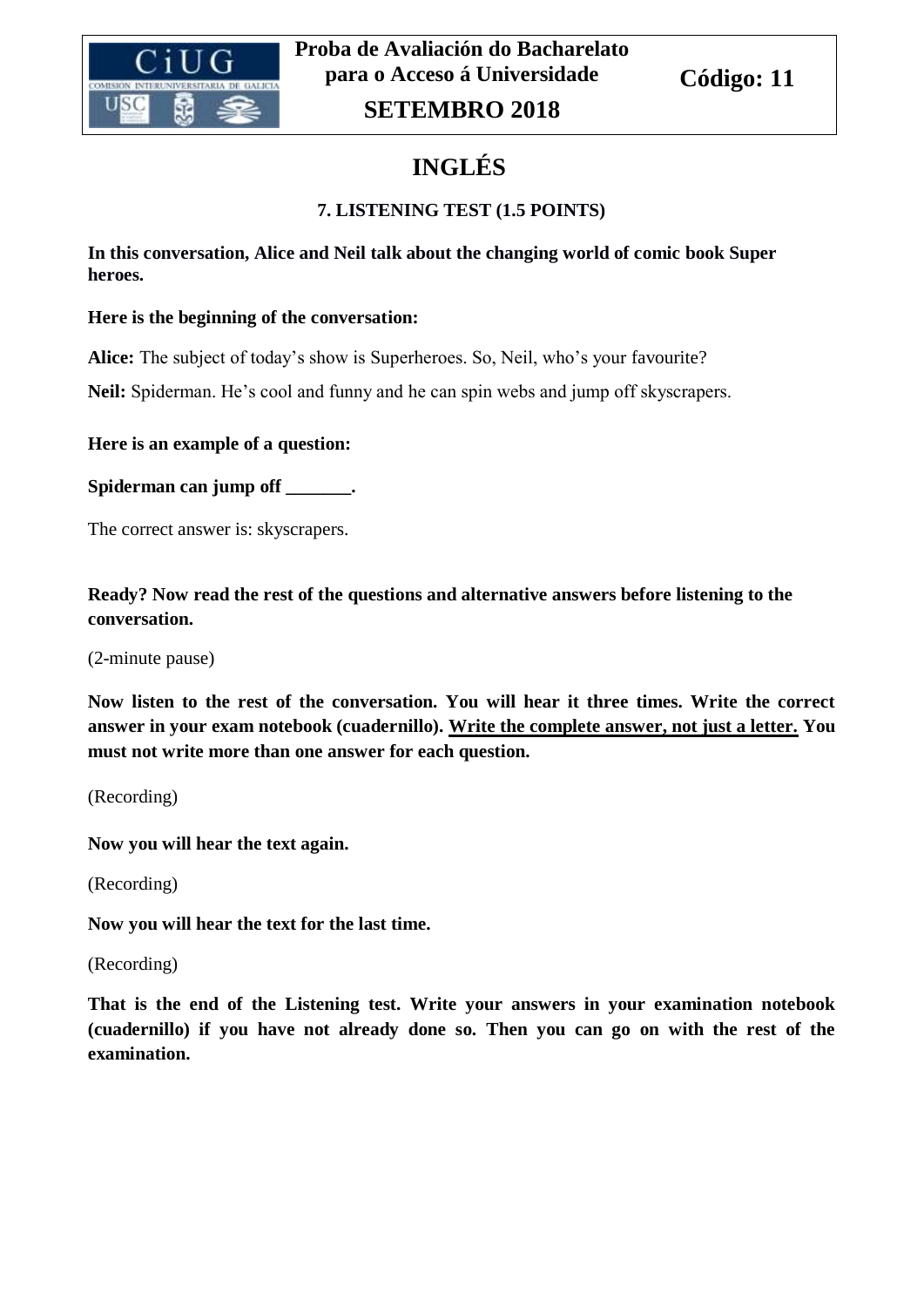**Proba de Avaliación do Bacharelato para o Acceso á Universidade**

**SETEMBRO 2018**

**Código: 11**

# INGLÉS

## 7. LISTENING TEST (1.5 POINTS)

**In this conversation, Alice and Neil talk about the changing world of comic book Super heroes.**

**Here is the beginning of the conversation:**

**Alice:** The subject of today's show is Superheroes. So, Neil, who's your favourite?

**Neil:** Spiderman. He's cool and funny and he can spin webs and jump off skyscrapers.

**Here is an example of a question:**

**Spiderman can jump off _______.**

The correct answer is: skyscrapers.

**Ready? Now read the rest of the questions and alternative answers before listening to the conversation.**

(2-minute pause)

**Now listen to the rest of the conversation. You will hear it three times. Write the correct answer in your exam notebook (cuadernillo). Write the complete answer, not just a letter. You must not write more than one answer for each question.**

(Recording)

**Now you will hear the text again.**

(Recording)

**Now you will hear the text for the last time.**

(Recording)

**That is the end of the Listening test. Write your answers in your examination notebook (cuadernillo) if you have not already done so. Then you can go on with the rest of the examination.**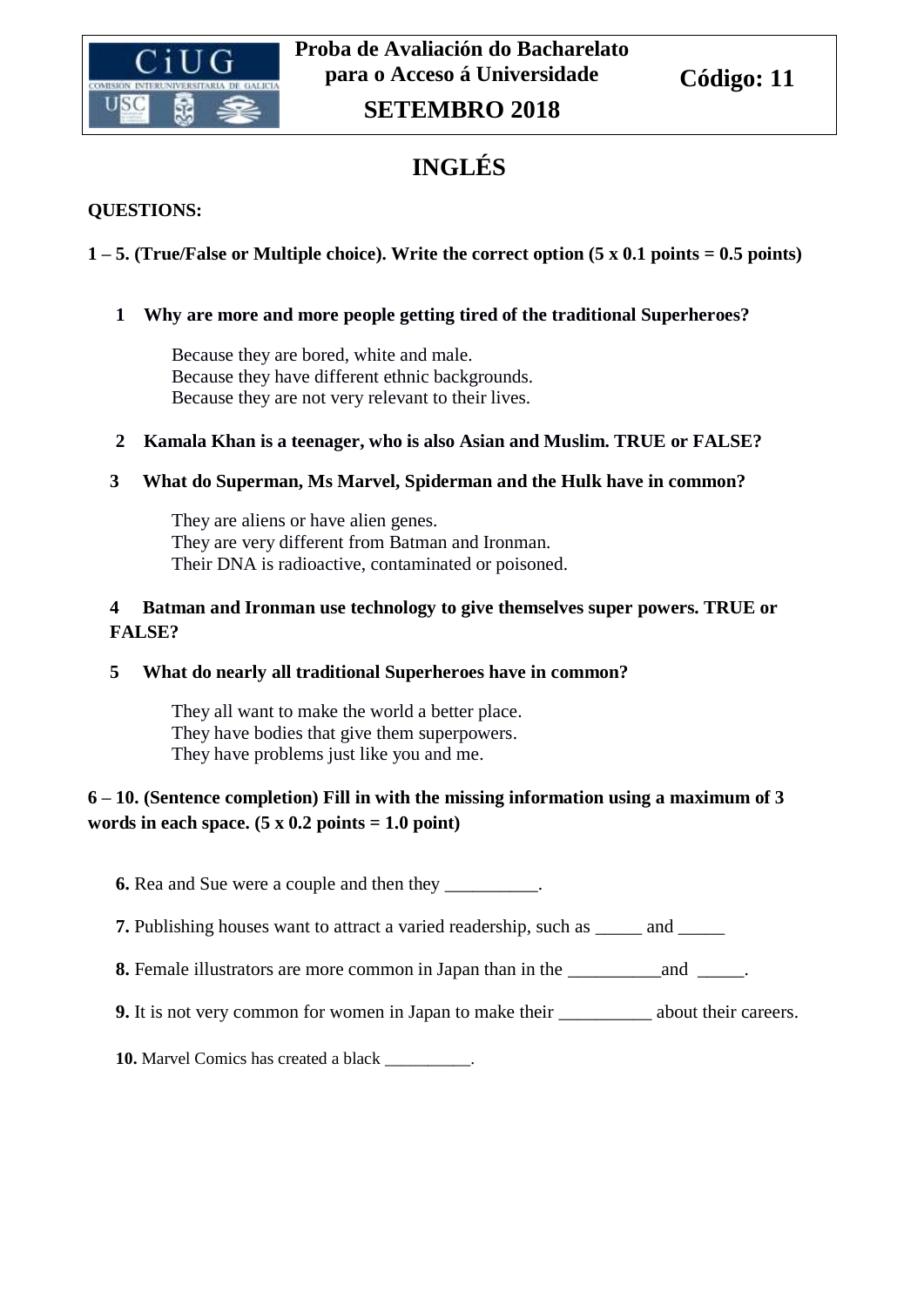**Proba de Avaliación do Bacharelato para o Acceso á Universidade**

**SETEMBRO 2018**

**Código: 11**

# INGLÉS

**QUESTIONS:**

**1 – 5. (True/False or Multiple choice). Write the correct option (5 x 0.1 points = 0.5 points)**

**1 Why are more and more people getting tired of the traditional Superheroes?**

Because they are bored, white and male.
Because they have different ethnic backgrounds.
Because they are not very relevant to their lives.

**2 Kamala Khan is a teenager, who is also Asian and Muslim. TRUE or FALSE?**

**3 What do Superman, Ms Marvel, Spiderman and the Hulk have in common?**

They are aliens or have alien genes.
They are very different from Batman and Ironman.
Their DNA is radioactive, contaminated or poisoned.

**4 Batman and Ironman use technology to give themselves super powers. TRUE or FALSE?**

**5 What do nearly all traditional Superheroes have in common?**

They all want to make the world a better place.
They have bodies that give them superpowers.
They have problems just like you and me.

**6 – 10. (Sentence completion) Fill in with the missing information using a maximum of 3 words in each space. (5 x 0.2 points = 1.0 point)**

**6.** Rea and Sue were a couple and then they __________.

**7.** Publishing houses want to attract a varied readership, such as _____ and _____

**8.** Female illustrators are more common in Japan than in the __________and _____.

**9.** It is not very common for women in Japan to make their __________ about their careers.

**10.** Marvel Comics has created a black __________.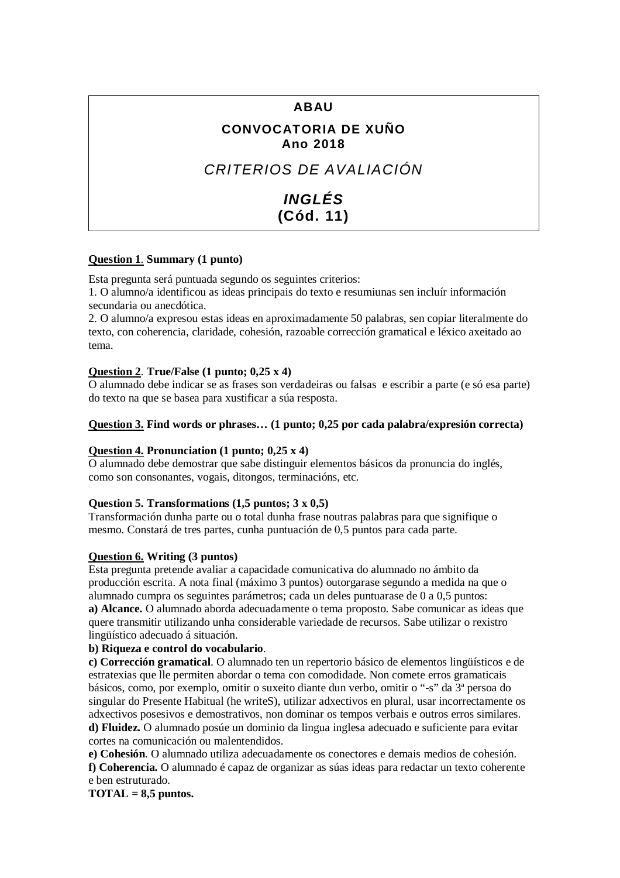# ABAU

## CONVOCATORIA DE XUÑO
## Ano 2018

## *CRITERIOS DE AVALIACIÓN*

## ***INGLÉS***
## **(Cód. 11)**

**Question 1. Summary (1 punto)**

Esta pregunta será puntuada segundo os seguintes criterios:
1. O alumno/a identificou as ideas principais do texto e resumiunas sen incluír información secundaria ou anecdótica.
2. O alumno/a expresou estas ideas en aproximadamente 50 palabras, sen copiar literalmente do texto, con coherencia, claridade, cohesión, razoable corrección gramatical e léxico axeitado ao tema.

**Question 2. True/False (1 punto; 0,25 x 4)**
O alumnado debe indicar se as frases son verdadeiras ou falsas e escribir a parte (e só esa parte) do texto na que se basea para xustificar a súa resposta.

**Question 3. Find words or phrases… (1 punto; 0,25 por cada palabra/expresión correcta)**

**Question 4. Pronunciation (1 punto; 0,25 x 4)**
O alumnado debe demostrar que sabe distinguir elementos básicos da pronuncia do inglés, como son consonantes, vogais, ditongos, terminacións, etc.

**Question 5. Transformations (1,5 puntos; 3 x 0,5)**
Transformación dunha parte ou o total dunha frase noutras palabras para que signifique o mesmo. Constará de tres partes, cunha puntuación de 0,5 puntos para cada parte.

**Question 6. Writing (3 puntos)**
Esta pregunta pretende avaliar a capacidade comunicativa do alumnado no ámbito da producción escrita. A nota final (máximo 3 puntos) outorgarase segundo a medida na que o alumnado cumpra os seguintes parámetros; cada un deles puntuarase de 0 a 0,5 puntos:
**a) Alcance.** O alumnado aborda adecuadamente o tema proposto. Sabe comunicar as ideas que quere transmitir utilizando unha considerable variedade de recursos. Sabe utilizar o rexistro lingüístico adecuado á situación.
**b) Riqueza e control do vocabulario**.
**c) Corrección gramatical**. O alumnado ten un repertorio básico de elementos lingüísticos e de estratexias que lle permiten abordar o tema con comodidade. Non comete erros gramaticais básicos, como, por exemplo, omitir o suxeito diante dun verbo, omitir o "-s" da 3ª persoa do singular do Presente Habitual (he writeS), utilizar adxectivos en plural, usar incorrectamente os adxectivos posesivos e demostrativos, non dominar os tempos verbais e outros erros similares.
**d) Fluidez.** O alumnado posúe un dominio da lingua inglesa adecuado e suficiente para evitar cortes na comunicación ou malentendidos.
**e) Cohesión**. O alumnado utiliza adecuadamente os conectores e demais medios de cohesión.
**f) Coherencia.** O alumnado é capaz de organizar as súas ideas para redactar un texto coherente e ben estruturado.
**TOTAL = 8,5 puntos.**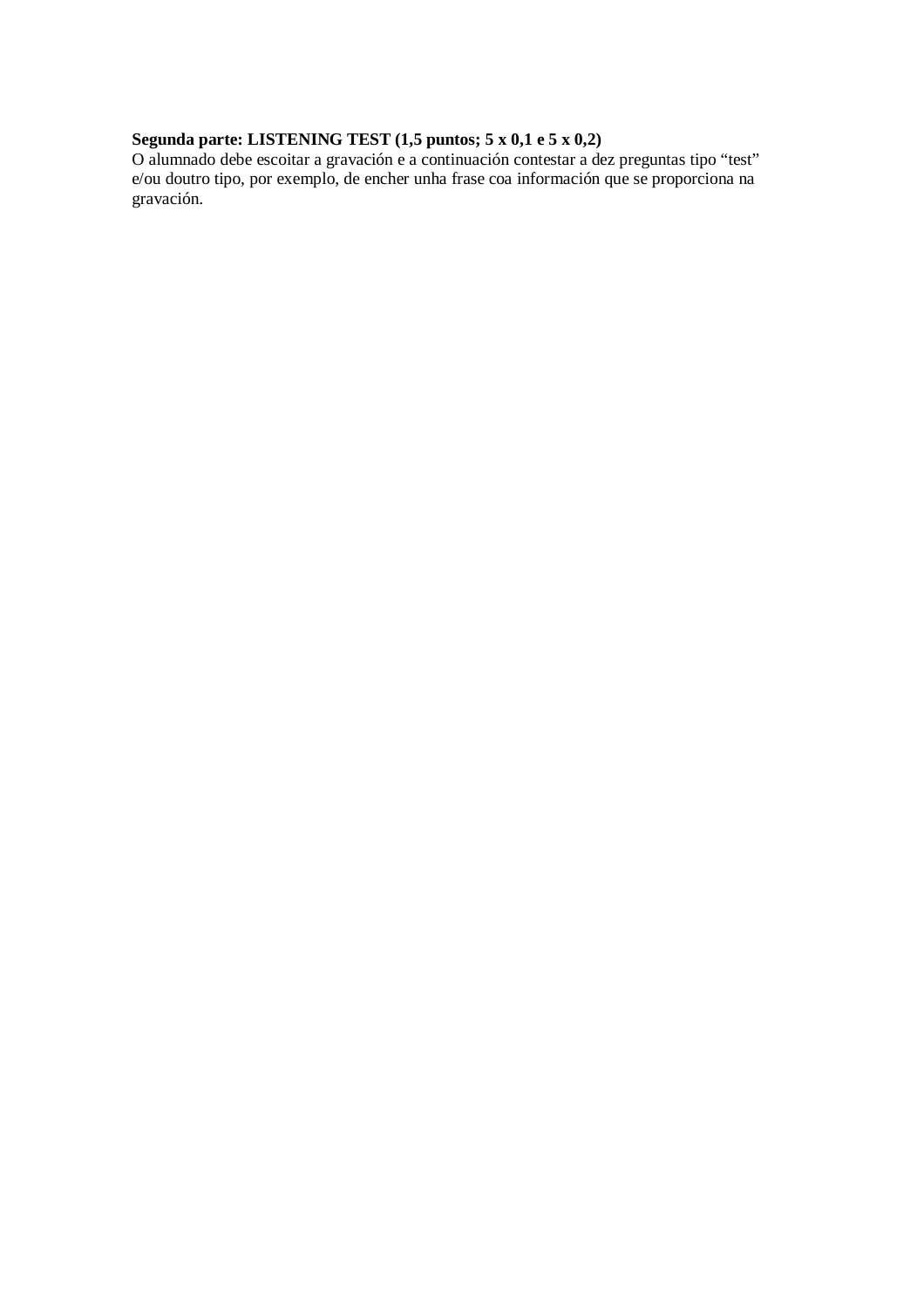**Segunda parte: LISTENING TEST (1,5 puntos; 5 x 0,1 e 5 x 0,2)**

O alumnado debe escoitar a gravación e a continuación contestar a dez preguntas tipo "test" e/ou doutro tipo, por exemplo, de encher unha frase coa información que se proporciona na gravación.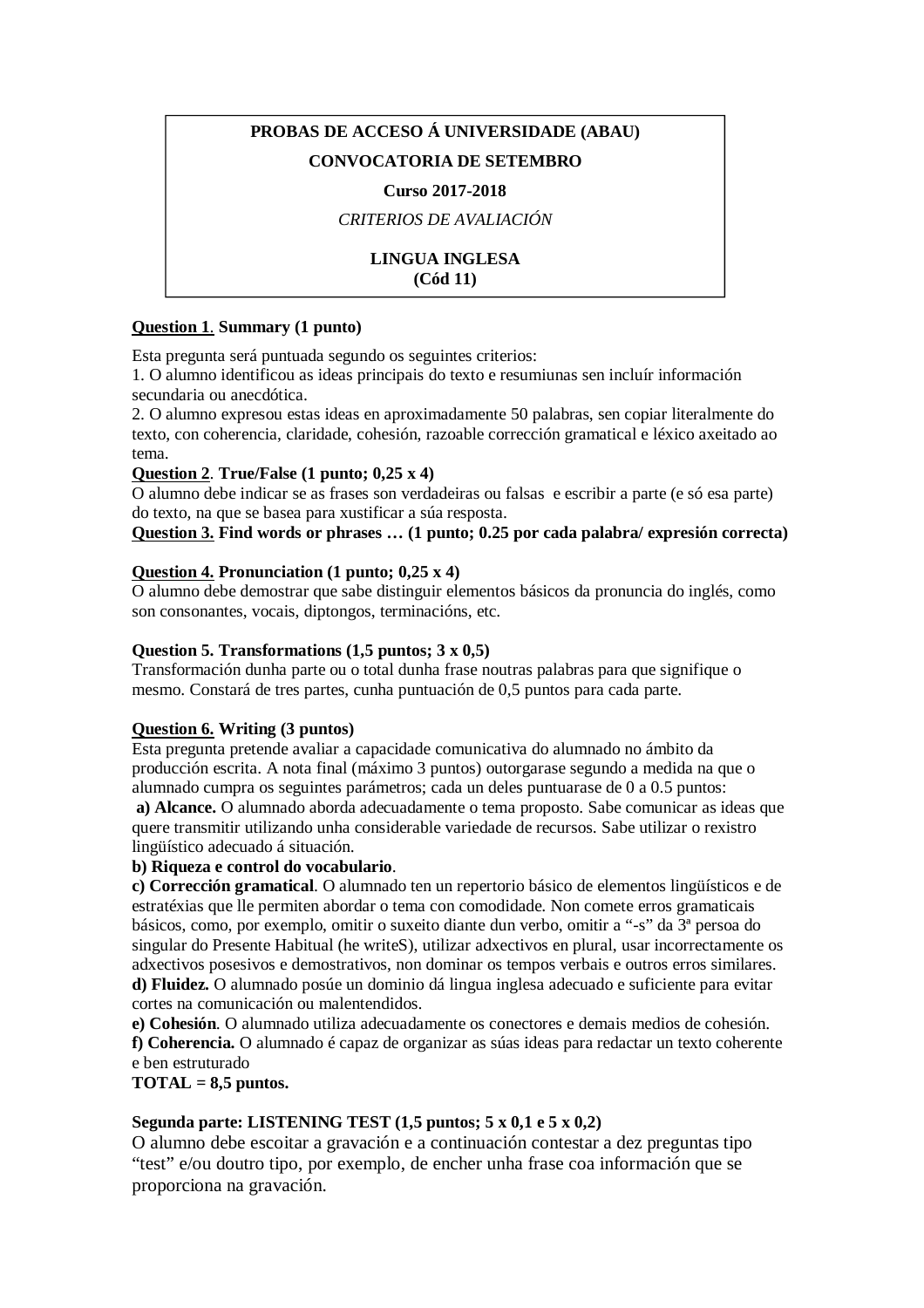**PROBAS DE ACCESO Á UNIVERSIDADE (ABAU)**

**CONVOCATORIA DE SETEMBRO**

**Curso 2017-2018**

*CRITERIOS DE AVALIACIÓN*

**LINGUA INGLESA**
**(Cód 11)**

**Question 1. Summary (1 punto)**

Esta pregunta será puntuada segundo os seguintes criterios:
1. O alumno identificou as ideas principais do texto e resumiunas sen incluír información secundaria ou anecdótica.
2. O alumno expresou estas ideas en aproximadamente 50 palabras, sen copiar literalmente do texto, con coherencia, claridade, cohesión, razoable corrección gramatical e léxico axeitado ao tema.

**Question 2. True/False (1 punto; 0,25 x 4)**
O alumno debe indicar se as frases son verdadeiras ou falsas e escribir a parte (e só esa parte) do texto, na que se basea para xustificar a súa resposta.

**Question 3. Find words or phrases … (1 punto; 0.25 por cada palabra/ expresión correcta)**

**Question 4. Pronunciation (1 punto; 0,25 x 4)**
O alumno debe demostrar que sabe distinguir elementos básicos da pronuncia do inglés, como son consonantes, vocais, diptongos, terminacións, etc.

**Question 5. Transformations (1,5 puntos; 3 x 0,5)**
Transformación dunha parte ou o total dunha frase noutras palabras para que signifique o mesmo. Constará de tres partes, cunha puntuación de 0,5 puntos para cada parte.

**Question 6. Writing (3 puntos)**
Esta pregunta pretende avaliar a capacidade comunicativa do alumnado no ámbito da producción escrita. A nota final (máximo 3 puntos) outorgarase segundo a medida na que o alumnado cumpra os seguintes parámetros; cada un deles puntuarase de 0 a 0.5 puntos:
**a) Alcance.** O alumnado aborda adecuadamente o tema proposto. Sabe comunicar as ideas que quere transmitir utilizando unha considerable variedade de recursos. Sabe utilizar o rexistro lingüístico adecuado á situación.
**b) Riqueza e control do vocabulario**.
**c) Corrección gramatical**. O alumnado ten un repertorio básico de elementos lingüísticos e de estratéxias que lle permiten abordar o tema con comodidade. Non comete erros gramaticais básicos, como, por exemplo, omitir o suxeito diante dun verbo, omitir a "-s" da 3ª persoa do singular do Presente Habitual (he writeS), utilizar adxectivos en plural, usar incorrectamente os adxectivos posesivos e demostrativos, non dominar os tempos verbais e outros erros similares.
**d) Fluidez.** O alumnado posúe un dominio dá lingua inglesa adecuado e suficiente para evitar cortes na comunicación ou malentendidos.
**e) Cohesión**. O alumnado utiliza adecuadamente os conectores e demais medios de cohesión.
**f) Coherencia.** O alumnado é capaz de organizar as súas ideas para redactar un texto coherente e ben estruturado
**TOTAL = 8,5 puntos.**

**Segunda parte: LISTENING TEST (1,5 puntos; 5 x 0,1 e 5 x 0,2)**
O alumno debe escoitar a gravación e a continuación contestar a dez preguntas tipo "test" e/ou doutro tipo, por exemplo, de encher unha frase coa información que se proporciona na gravación.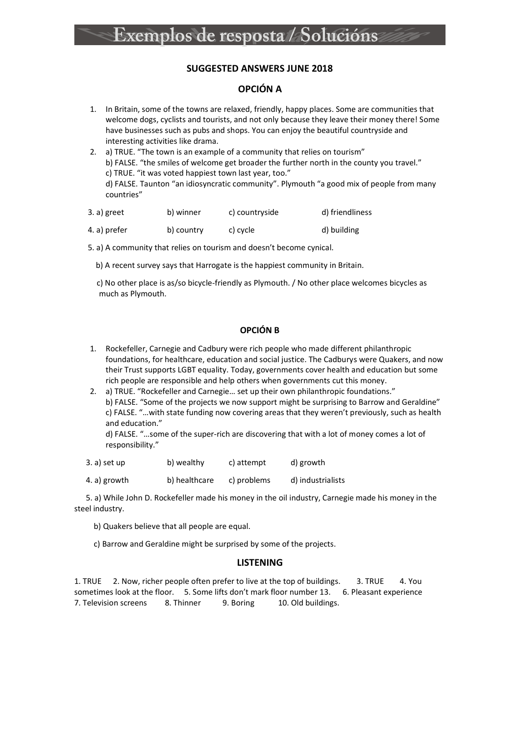# Exemplos de resposta / Solucións

## SUGGESTED ANSWERS JUNE 2018

## OPCIÓN A

1. In Britain, some of the towns are relaxed, friendly, happy places. Some are communities that welcome dogs, cyclists and tourists, and not only because they leave their money there! Some have businesses such as pubs and shops. You can enjoy the beautiful countryside and interesting activities like drama.
2. a) TRUE. "The town is an example of a community that relies on tourism"
   b) FALSE. "the smiles of welcome get broader the further north in the county you travel."
   c) TRUE. "it was voted happiest town last year, too."
   d) FALSE. Taunton "an idiosyncratic community". Plymouth "a good mix of people from many countries"

3. a) greet b) winner c) countryside d) friendliness

4. a) prefer b) country c) cycle d) building

5. a) A community that relies on tourism and doesn't become cynical.

   b) A recent survey says that Harrogate is the happiest community in Britain.

   c) No other place is as/so bicycle-friendly as Plymouth. / No other place welcomes bicycles as much as Plymouth.

## OPCIÓN B

1. Rockefeller, Carnegie and Cadbury were rich people who made different philanthropic foundations, for healthcare, education and social justice. The Cadburys were Quakers, and now their Trust supports LGBT equality. Today, governments cover health and education but some rich people are responsible and help others when governments cut this money.
2. a) TRUE. "Rockefeller and Carnegie… set up their own philanthropic foundations."
   b) FALSE. "Some of the projects we now support might be surprising to Barrow and Geraldine"
   c) FALSE. "…with state funding now covering areas that they weren't previously, such as health and education."
   d) FALSE. "…some of the super-rich are discovering that with a lot of money comes a lot of responsibility."

3. a) set up b) wealthy c) attempt d) growth

4. a) growth b) healthcare c) problems d) industrialists

5. a) While John D. Rockefeller made his money in the oil industry, Carnegie made his money in the steel industry.

   b) Quakers believe that all people are equal.

   c) Barrow and Geraldine might be surprised by some of the projects.

## LISTENING

1. TRUE 2. Now, richer people often prefer to live at the top of buildings. 3. TRUE 4. You sometimes look at the floor. 5. Some lifts don't mark floor number 13. 6. Pleasant experience 7. Television screens 8. Thinner 9. Boring 10. Old buildings.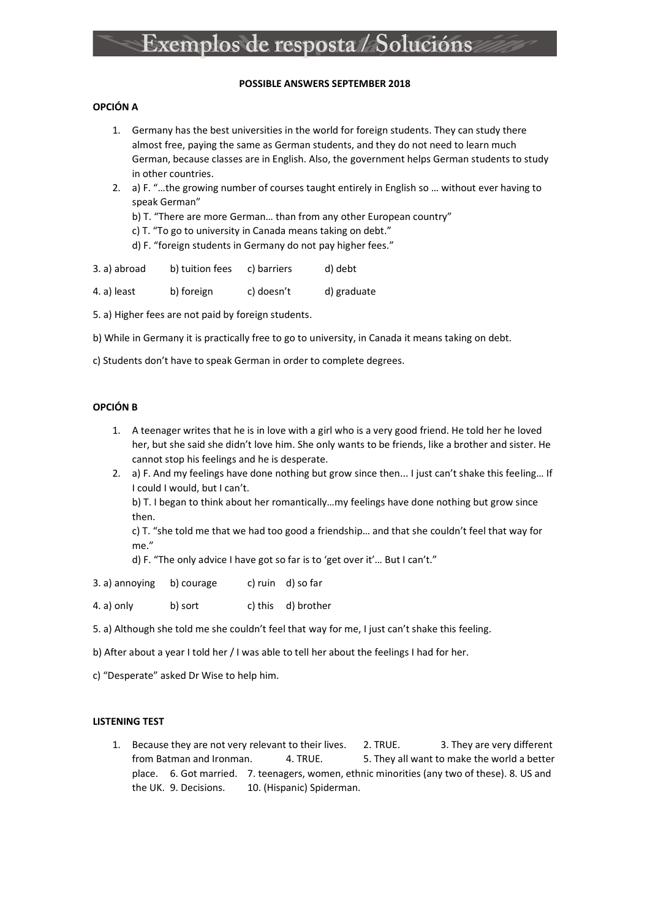# Exemplos de resposta / Solucións

**POSSIBLE ANSWERS SEPTEMBER 2018**

**OPCIÓN A**

1. Germany has the best universities in the world for foreign students. They can study there almost free, paying the same as German students, and they do not need to learn much German, because classes are in English. Also, the government helps German students to study in other countries.
2. a) F. "…the growing number of courses taught entirely in English so … without ever having to speak German"
   b) T. "There are more German… than from any other European country"
   c) T. "To go to university in Canada means taking on debt."
   d) F. "foreign students in Germany do not pay higher fees."

3. a) abroad b) tuition fees c) barriers d) debt

4. a) least b) foreign c) doesn't d) graduate

5. a) Higher fees are not paid by foreign students.

b) While in Germany it is practically free to go to university, in Canada it means taking on debt.

c) Students don't have to speak German in order to complete degrees.

**OPCIÓN B**

1. A teenager writes that he is in love with a girl who is a very good friend. He told her he loved her, but she said she didn't love him. She only wants to be friends, like a brother and sister. He cannot stop his feelings and he is desperate.
2. a) F. And my feelings have done nothing but grow since then... I just can't shake this feeling… If I could I would, but I can't.
   b) T. I began to think about her romantically…my feelings have done nothing but grow since then.
   c) T. "she told me that we had too good a friendship… and that she couldn't feel that way for me."
   d) F. "The only advice I have got so far is to 'get over it'… But I can't."

3. a) annoying b) courage c) ruin d) so far

4. a) only b) sort c) this d) brother

5. a) Although she told me she couldn't feel that way for me, I just can't shake this feeling.

b) After about a year I told her / I was able to tell her about the feelings I had for her.

c) "Desperate" asked Dr Wise to help him.

**LISTENING TEST**

1. Because they are not very relevant to their lives. 2. TRUE. 3. They are very different from Batman and Ironman. 4. TRUE. 5. They all want to make the world a better place. 6. Got married. 7. teenagers, women, ethnic minorities (any two of these). 8. US and the UK. 9. Decisions. 10. (Hispanic) Spiderman.